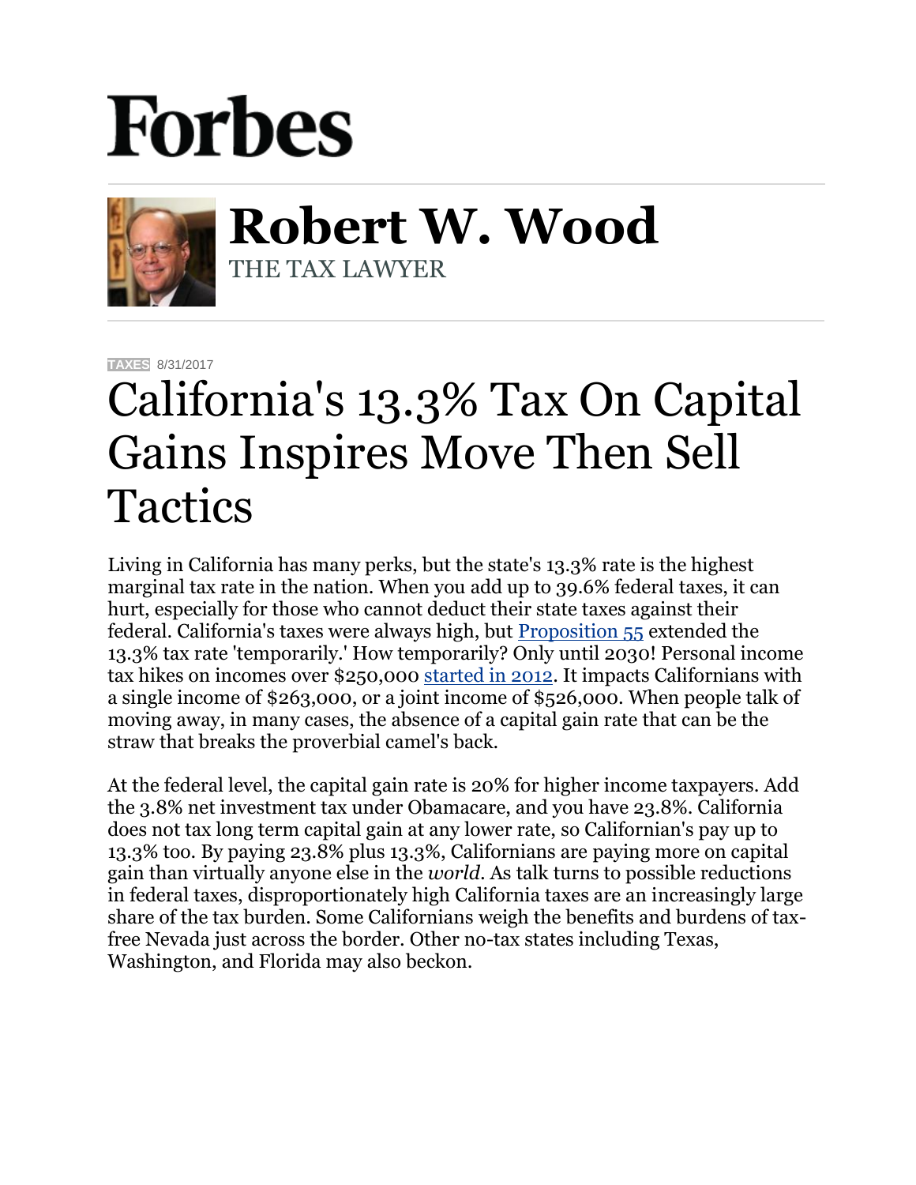# Forbes

## Robert W. Wood

THE TAX LAWYER

TAXES 8/31/2017

# California's 13.3% Tax On Capital Gains Inspires Move Then Sell Tactics

Living in California has many perks, but the state's 13.3% rate is the highest marginal tax rate in the nation. When you add up to 39.6% federal taxes, it can hurt, especially for those who cannot deduct their state taxes against their federal. California's taxes were always high, but [Proposition 55](#) extended the 13.3% tax rate 'temporarily.' How temporarily? Only until 2030! Personal income tax hikes on incomes over $250,000 [started in 2012](#). It impacts Californians with a single income of $263,000, or a joint income of $526,000. When people talk of moving away, in many cases, the absence of a capital gain rate that can be the straw that breaks the proverbial camel's back.

At the federal level, the capital gain rate is 20% for higher income taxpayers. Add the 3.8% net investment tax under Obamacare, and you have 23.8%. California does not tax long term capital gain at any lower rate, so Californian's pay up to 13.3% too. By paying 23.8% plus 13.3%, Californians are paying more on capital gain than virtually anyone else in the *world*. As talk turns to possible reductions in federal taxes, disproportionately high California taxes are an increasingly large share of the tax burden. Some Californians weigh the benefits and burdens of tax-free Nevada just across the border. Other no-tax states including Texas, Washington, and Florida may also beckon.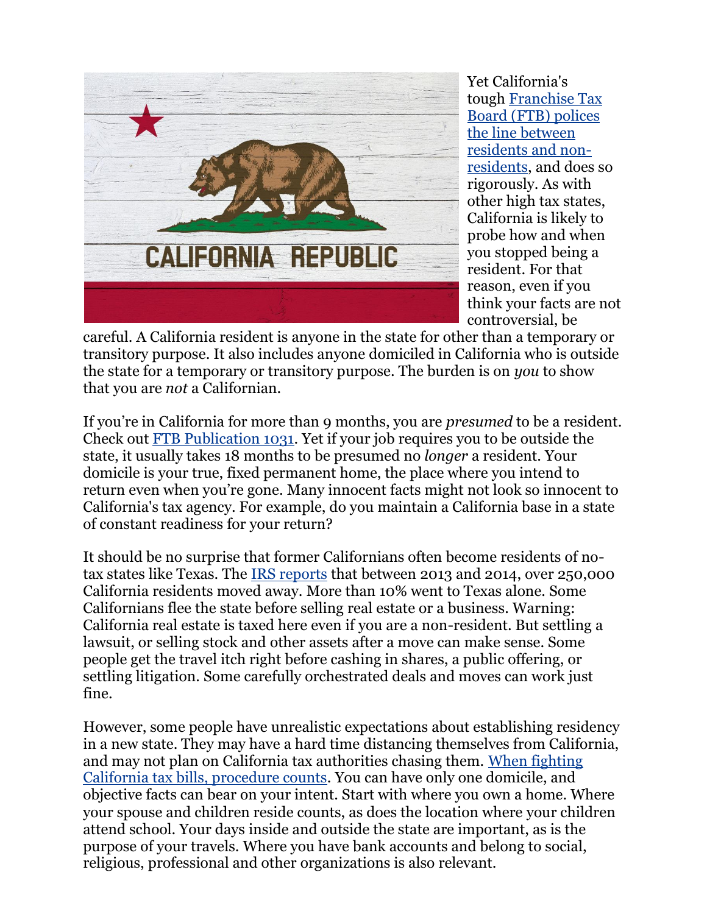Yet California's tough [Franchise Tax Board (FTB) polices the line between residents and non-residents](), and does so rigorously. As with other high tax states, California is likely to probe how and when you stopped being a resident. For that reason, even if you think your facts are not controversial, be careful. A California resident is anyone in the state for other than a temporary or transitory purpose. It also includes anyone domiciled in California who is outside the state for a temporary or transitory purpose. The burden is on *you* to show that you are *not* a Californian.

If you're in California for more than 9 months, you are *presumed* to be a resident. Check out [FTB Publication 1031](). Yet if your job requires you to be outside the state, it usually takes 18 months to be presumed no *longer* a resident. Your domicile is your true, fixed permanent home, the place where you intend to return even when you're gone. Many innocent facts might not look so innocent to California's tax agency. For example, do you maintain a California base in a state of constant readiness for your return?

It should be no surprise that former Californians often become residents of no-tax states like Texas. The [IRS reports]() that between 2013 and 2014, over 250,000 California residents moved away. More than 10% went to Texas alone. Some Californians flee the state before selling real estate or a business. Warning: California real estate is taxed here even if you are a non-resident. But settling a lawsuit, or selling stock and other assets after a move can make sense. Some people get the travel itch right before cashing in shares, a public offering, or settling litigation. Some carefully orchestrated deals and moves can work just fine.

However, some people have unrealistic expectations about establishing residency in a new state. They may have a hard time distancing themselves from California, and may not plan on California tax authorities chasing them. [When fighting California tax bills, procedure counts](). You can have only one domicile, and objective facts can bear on your intent. Start with where you own a home. Where your spouse and children reside counts, as does the location where your children attend school. Your days inside and outside the state are important, as is the purpose of your travels. Where you have bank accounts and belong to social, religious, professional and other organizations is also relevant.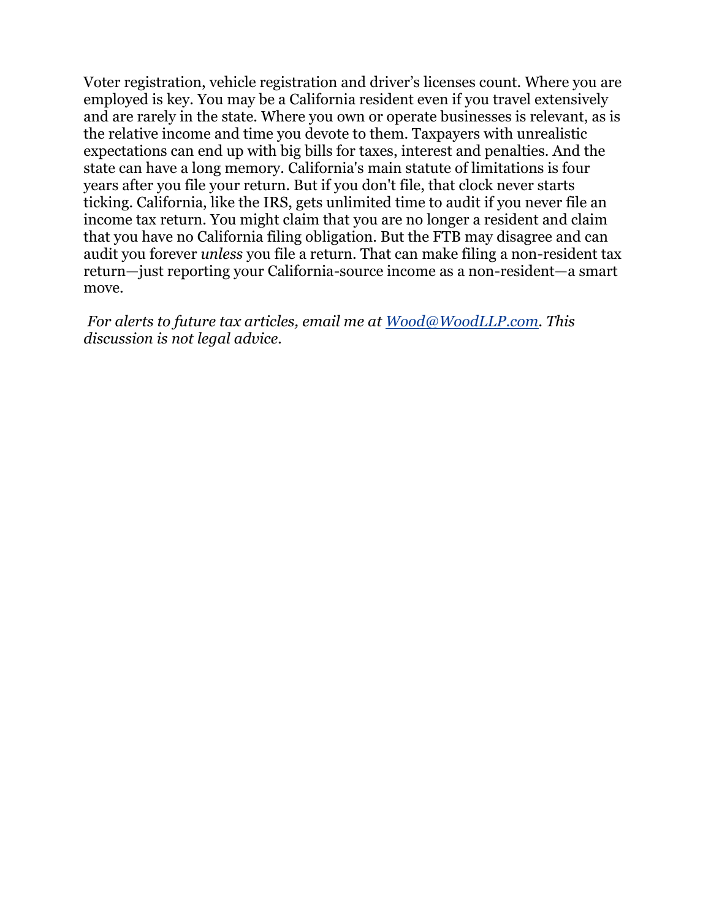Voter registration, vehicle registration and driver's licenses count. Where you are employed is key. You may be a California resident even if you travel extensively and are rarely in the state. Where you own or operate businesses is relevant, as is the relative income and time you devote to them. Taxpayers with unrealistic expectations can end up with big bills for taxes, interest and penalties. And the state can have a long memory. California's main statute of limitations is four years after you file your return. But if you don't file, that clock never starts ticking. California, like the IRS, gets unlimited time to audit if you never file an income tax return. You might claim that you are no longer a resident and claim that you have no California filing obligation. But the FTB may disagree and can audit you forever *unless* you file a return. That can make filing a non-resident tax return—just reporting your California-source income as a non-resident—a smart move.

*For alerts to future tax articles, email me at [Wood@WoodLLP.com](mailto:Wood@WoodLLP.com). This discussion is not legal advice.*